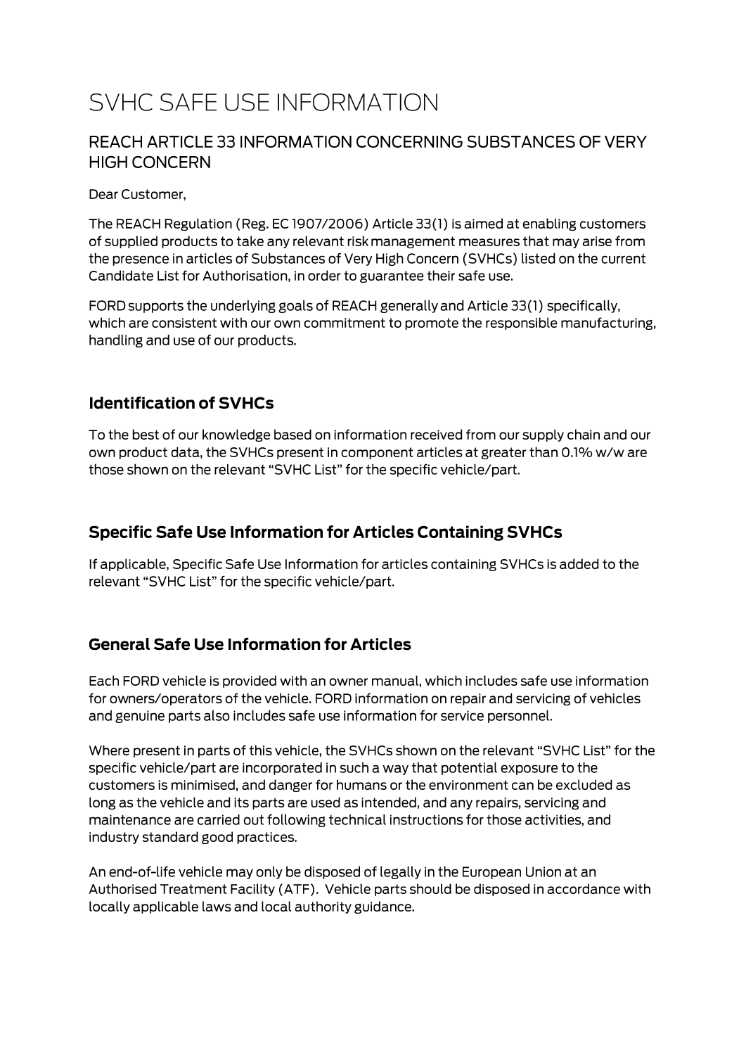# SVHC SAFE USE INFORMATION

## REACH ARTICLE 33 INFORMATION CONCERNING SUBSTANCES OF VERY HIGH CONCERN

Dear Customer,

The REACH Regulation (Reg. EC 1907/2006) Article 33(1) is aimed at enabling customers of supplied products to take any relevant risk management measures that may arise from the presence in articles of Substances of Very High Concern (SVHCs) listed on the current Candidate List for Authorisation, in order to guarantee their safe use.

FORD supports the underlying goals of REACH generally and Article 33(1) specifically, which are consistent with our own commitment to promote the responsible manufacturing, handling and use of our products.

### Identification of SVHCs

To the best of our knowledge based on information received from our supply chain and our own product data, the SVHCs present in component articles at greater than 0.1% w/w are those shown on the relevant "SVHC List" for the specific vehicle/part.

### Specific Safe Use Information for Articles Containing SVHCs

If applicable, Specific Safe Use Information for articles containing SVHCs is added to the relevant "SVHC List" for the specific vehicle/part.

### General Safe Use Information for Articles

Each FORD vehicle is provided with an owner manual, which includes safe use information for owners/operators of the vehicle. FORD information on repair and servicing of vehicles and genuine parts also includes safe use information for service personnel.

Where present in parts of this vehicle, the SVHCs shown on the relevant "SVHC List" for the specific vehicle/part are incorporated in such a way that potential exposure to the customers is minimised, and danger for humans or the environment can be excluded as long as the vehicle and its parts are used as intended, and any repairs, servicing and maintenance are carried out following technical instructions for those activities, and industry standard good practices.

An end-of-life vehicle may only be disposed of legally in the European Union at an Authorised Treatment Facility (ATF). Vehicle parts should be disposed in accordance with locally applicable laws and local authority guidance.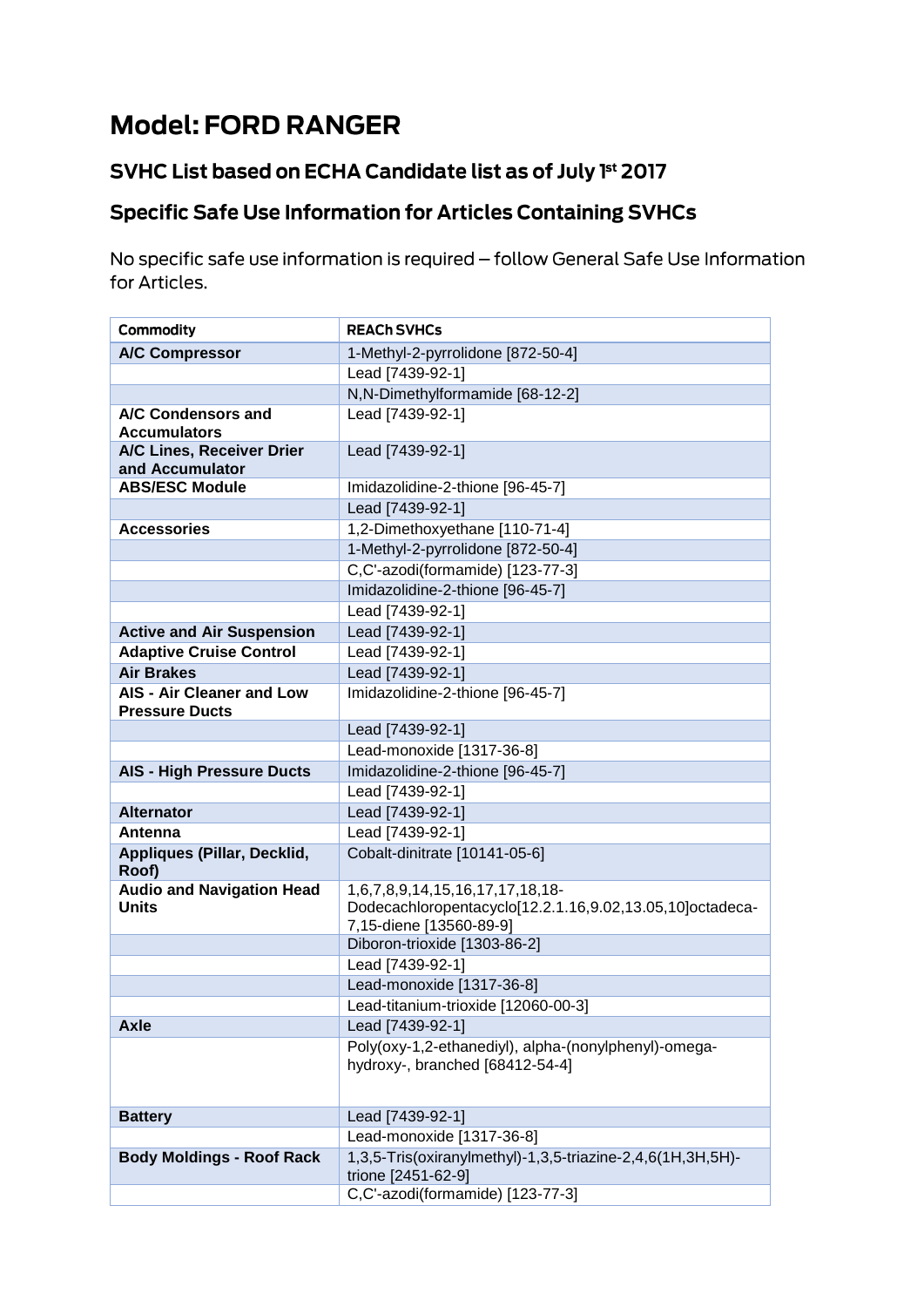# Model: FORD RANGER

## SVHC List based on ECHA Candidate list as of July 1st 2017

## Specific Safe Use Information for Articles Containing SVHCs

No specific safe use information is required – follow General Safe Use Information for Articles.

| Commodity | REACh SVHCs |
|---|---|
| **A/C Compressor** | 1-Methyl-2-pyrrolidone [872-50-4] |
| | Lead [7439-92-1] |
| | N,N-Dimethylformamide [68-12-2] |
| **A/C Condensors and Accumulators** | Lead [7439-92-1] |
| **A/C Lines, Receiver Drier and Accumulator** | Lead [7439-92-1] |
| **ABS/ESC Module** | Imidazolidine-2-thione [96-45-7] |
| | Lead [7439-92-1] |
| **Accessories** | 1,2-Dimethoxyethane [110-71-4] |
| | 1-Methyl-2-pyrrolidone [872-50-4] |
| | C,C'-azodi(formamide) [123-77-3] |
| | Imidazolidine-2-thione [96-45-7] |
| | Lead [7439-92-1] |
| **Active and Air Suspension** | Lead [7439-92-1] |
| **Adaptive Cruise Control** | Lead [7439-92-1] |
| **Air Brakes** | Lead [7439-92-1] |
| **AIS - Air Cleaner and Low Pressure Ducts** | Imidazolidine-2-thione [96-45-7] |
| | Lead [7439-92-1] |
| | Lead-monoxide [1317-36-8] |
| **AIS - High Pressure Ducts** | Imidazolidine-2-thione [96-45-7] |
| | Lead [7439-92-1] |
| **Alternator** | Lead [7439-92-1] |
| **Antenna** | Lead [7439-92-1] |
| **Appliques (Pillar, Decklid, Roof)** | Cobalt-dinitrate [10141-05-6] |
| **Audio and Navigation Head Units** | 1,6,7,8,9,14,15,16,17,17,18,18-Dodecachloropentacyclo[12.2.1.16,9.02,13.05,10]octadeca-7,15-diene [13560-89-9] |
| | Diboron-trioxide [1303-86-2] |
| | Lead [7439-92-1] |
| | Lead-monoxide [1317-36-8] |
| | Lead-titanium-trioxide [12060-00-3] |
| **Axle** | Lead [7439-92-1] |
| | Poly(oxy-1,2-ethanediyl), alpha-(nonylphenyl)-omega-hydroxy-, branched [68412-54-4] |
| **Battery** | Lead [7439-92-1] |
| | Lead-monoxide [1317-36-8] |
| **Body Moldings - Roof Rack** | 1,3,5-Tris(oxiranylmethyl)-1,3,5-triazine-2,4,6(1H,3H,5H)-trione [2451-62-9] |
| | C,C'-azodi(formamide) [123-77-3] |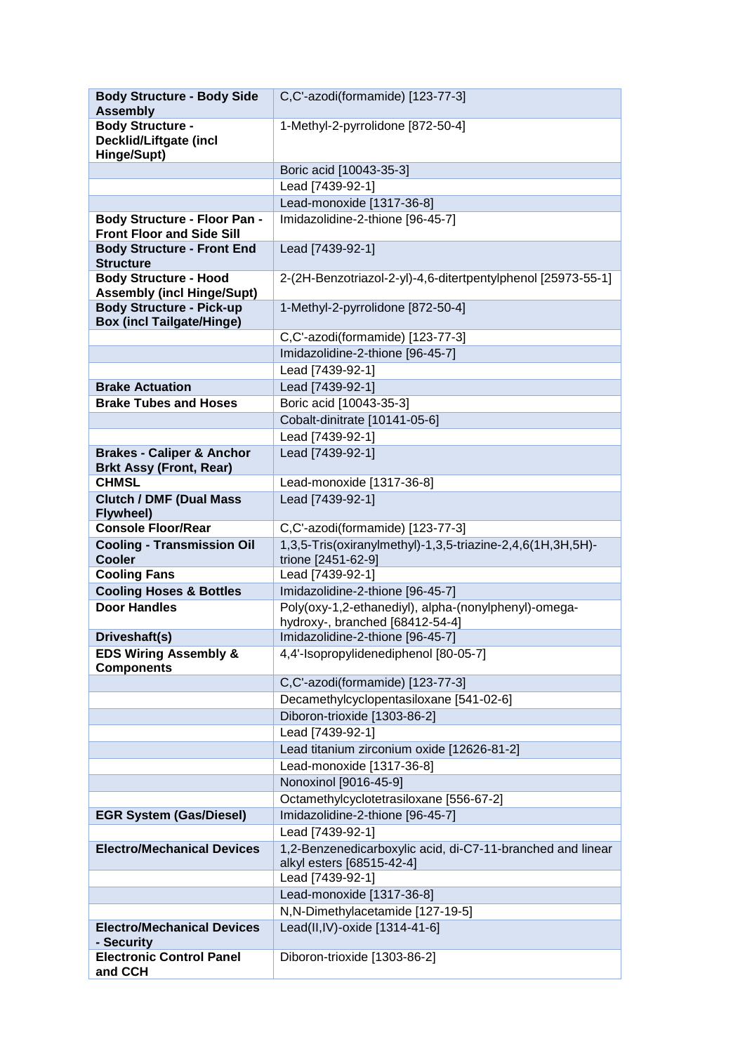| **Body Structure - Body Side Assembly** | C,C'-azodi(formamide) [123-77-3] |
|---|---|
| **Body Structure - Decklid/Liftgate (incl Hinge/Supt)** | 1-Methyl-2-pyrrolidone [872-50-4] |
| | Boric acid [10043-35-3] |
| | Lead [7439-92-1] |
| | Lead-monoxide [1317-36-8] |
| **Body Structure - Floor Pan - Front Floor and Side Sill** | Imidazolidine-2-thione [96-45-7] |
| **Body Structure - Front End Structure** | Lead [7439-92-1] |
| **Body Structure - Hood Assembly (incl Hinge/Supt)** | 2-(2H-Benzotriazol-2-yl)-4,6-ditertpentylphenol [25973-55-1] |
| **Body Structure - Pick-up Box (incl Tailgate/Hinge)** | 1-Methyl-2-pyrrolidone [872-50-4] |
| | C,C'-azodi(formamide) [123-77-3] |
| | Imidazolidine-2-thione [96-45-7] |
| | Lead [7439-92-1] |
| **Brake Actuation** | Lead [7439-92-1] |
| **Brake Tubes and Hoses** | Boric acid [10043-35-3] |
| | Cobalt-dinitrate [10141-05-6] |
| | Lead [7439-92-1] |
| **Brakes - Caliper & Anchor Brkt Assy (Front, Rear)** | Lead [7439-92-1] |
| **CHMSL** | Lead-monoxide [1317-36-8] |
| **Clutch / DMF (Dual Mass Flywheel)** | Lead [7439-92-1] |
| **Console Floor/Rear** | C,C'-azodi(formamide) [123-77-3] |
| **Cooling - Transmission Oil Cooler** | 1,3,5-Tris(oxiranylmethyl)-1,3,5-triazine-2,4,6(1H,3H,5H)-trione [2451-62-9] |
| **Cooling Fans** | Lead [7439-92-1] |
| **Cooling Hoses & Bottles** | Imidazolidine-2-thione [96-45-7] |
| **Door Handles** | Poly(oxy-1,2-ethanediyl), alpha-(nonylphenyl)-omega-hydroxy-, branched [68412-54-4] |
| **Driveshaft(s)** | Imidazolidine-2-thione [96-45-7] |
| **EDS Wiring Assembly & Components** | 4,4'-Isopropylidenediphenol [80-05-7] |
| | C,C'-azodi(formamide) [123-77-3] |
| | Decamethylcyclopentasiloxane [541-02-6] |
| | Diboron-trioxide [1303-86-2] |
| | Lead [7439-92-1] |
| | Lead titanium zirconium oxide [12626-81-2] |
| | Lead-monoxide [1317-36-8] |
| | Nonoxinol [9016-45-9] |
| | Octamethylcyclotetrasiloxane [556-67-2] |
| **EGR System (Gas/Diesel)** | Imidazolidine-2-thione [96-45-7] |
| | Lead [7439-92-1] |
| **Electro/Mechanical Devices** | 1,2-Benzenedicarboxylic acid, di-C7-11-branched and linear alkyl esters [68515-42-4] |
| | Lead [7439-92-1] |
| | Lead-monoxide [1317-36-8] |
| | N,N-Dimethylacetamide [127-19-5] |
| **Electro/Mechanical Devices - Security** | Lead(II,IV)-oxide [1314-41-6] |
| **Electronic Control Panel and CCH** | Diboron-trioxide [1303-86-2] |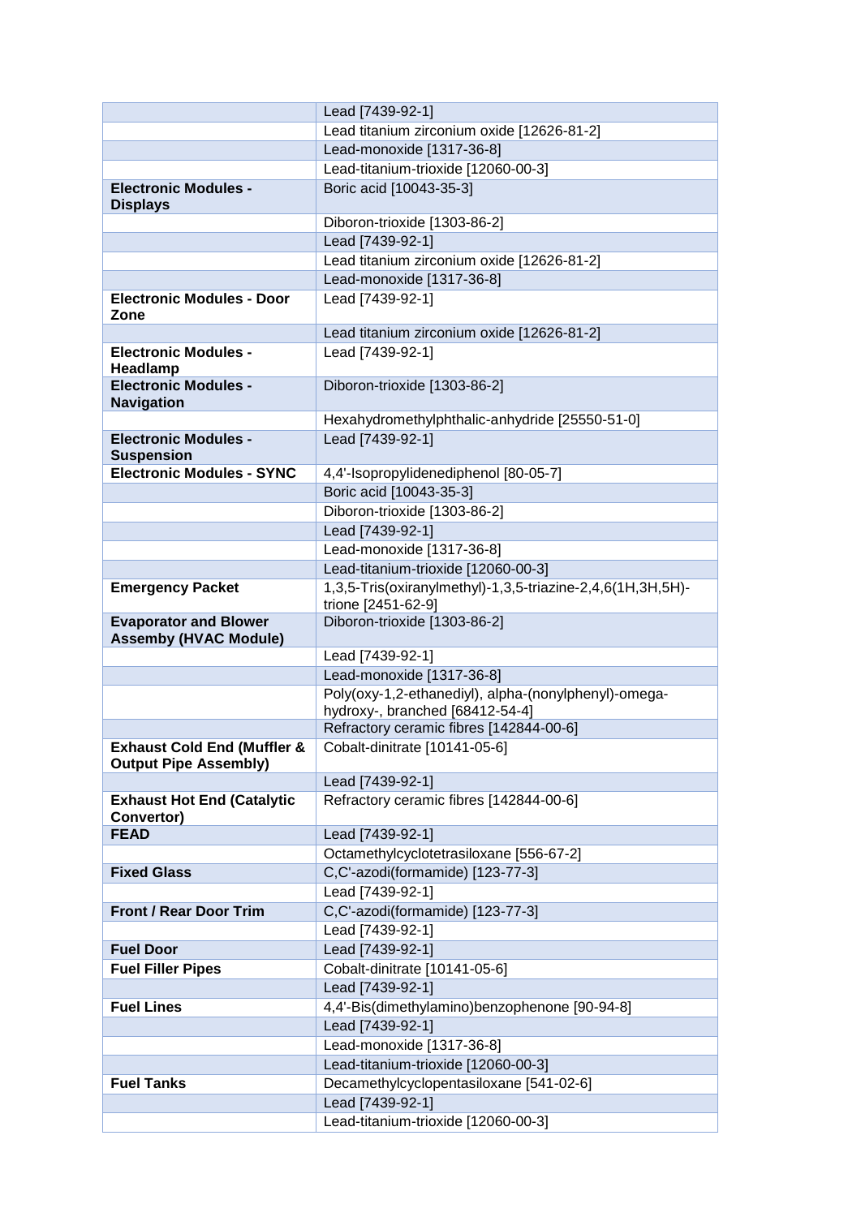| | |
|---|---|
| | Lead [7439-92-1] |
| | Lead titanium zirconium oxide [12626-81-2] |
| | Lead-monoxide [1317-36-8] |
| | Lead-titanium-trioxide [12060-00-3] |
| **Electronic Modules - Displays** | Boric acid [10043-35-3] |
| | Diboron-trioxide [1303-86-2] |
| | Lead [7439-92-1] |
| | Lead titanium zirconium oxide [12626-81-2] |
| | Lead-monoxide [1317-36-8] |
| **Electronic Modules - Door Zone** | Lead [7439-92-1] |
| | Lead titanium zirconium oxide [12626-81-2] |
| **Electronic Modules - Headlamp** | Lead [7439-92-1] |
| **Electronic Modules - Navigation** | Diboron-trioxide [1303-86-2] |
| | Hexahydromethylphthalic-anhydride [25550-51-0] |
| **Electronic Modules - Suspension** | Lead [7439-92-1] |
| **Electronic Modules - SYNC** | 4,4'-Isopropylidenediphenol [80-05-7] |
| | Boric acid [10043-35-3] |
| | Diboron-trioxide [1303-86-2] |
| | Lead [7439-92-1] |
| | Lead-monoxide [1317-36-8] |
| | Lead-titanium-trioxide [12060-00-3] |
| **Emergency Packet** | 1,3,5-Tris(oxiranylmethyl)-1,3,5-triazine-2,4,6(1H,3H,5H)-trione [2451-62-9] |
| **Evaporator and Blower Assemby (HVAC Module)** | Diboron-trioxide [1303-86-2] |
| | Lead [7439-92-1] |
| | Lead-monoxide [1317-36-8] |
| | Poly(oxy-1,2-ethanediyl), alpha-(nonylphenyl)-omega-hydroxy-, branched [68412-54-4] |
| | Refractory ceramic fibres [142844-00-6] |
| **Exhaust Cold End (Muffler & Output Pipe Assembly)** | Cobalt-dinitrate [10141-05-6] |
| | Lead [7439-92-1] |
| **Exhaust Hot End (Catalytic Convertor)** | Refractory ceramic fibres [142844-00-6] |
| **FEAD** | Lead [7439-92-1] |
| | Octamethylcyclotetrasiloxane [556-67-2] |
| **Fixed Glass** | C,C'-azodi(formamide) [123-77-3] |
| | Lead [7439-92-1] |
| **Front / Rear Door Trim** | C,C'-azodi(formamide) [123-77-3] |
| | Lead [7439-92-1] |
| **Fuel Door** | Lead [7439-92-1] |
| **Fuel Filler Pipes** | Cobalt-dinitrate [10141-05-6] |
| | Lead [7439-92-1] |
| **Fuel Lines** | 4,4'-Bis(dimethylamino)benzophenone [90-94-8] |
| | Lead [7439-92-1] |
| | Lead-monoxide [1317-36-8] |
| | Lead-titanium-trioxide [12060-00-3] |
| **Fuel Tanks** | Decamethylcyclopentasiloxane [541-02-6] |
| | Lead [7439-92-1] |
| | Lead-titanium-trioxide [12060-00-3] |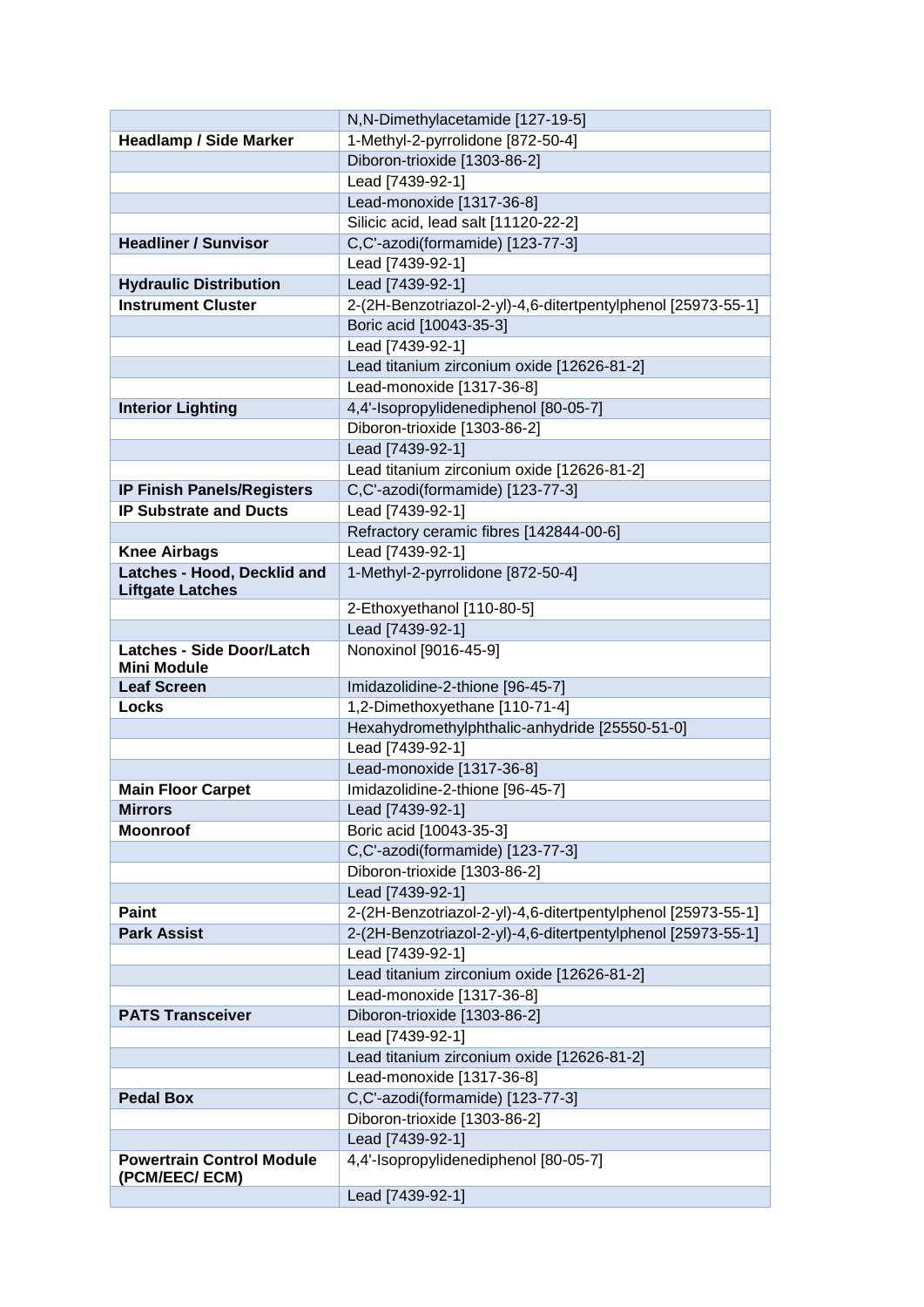| | |
|---|---|
| | N,N-Dimethylacetamide [127-19-5] |
| **Headlamp / Side Marker** | 1-Methyl-2-pyrrolidone [872-50-4] |
| | Diboron-trioxide [1303-86-2] |
| | Lead [7439-92-1] |
| | Lead-monoxide [1317-36-8] |
| | Silicic acid, lead salt [11120-22-2] |
| **Headliner / Sunvisor** | C,C'-azodi(formamide) [123-77-3] |
| | Lead [7439-92-1] |
| **Hydraulic Distribution** | Lead [7439-92-1] |
| **Instrument Cluster** | 2-(2H-Benzotriazol-2-yl)-4,6-ditertpentylphenol [25973-55-1] |
| | Boric acid [10043-35-3] |
| | Lead [7439-92-1] |
| | Lead titanium zirconium oxide [12626-81-2] |
| | Lead-monoxide [1317-36-8] |
| **Interior Lighting** | 4,4'-Isopropylidenediphenol [80-05-7] |
| | Diboron-trioxide [1303-86-2] |
| | Lead [7439-92-1] |
| | Lead titanium zirconium oxide [12626-81-2] |
| **IP Finish Panels/Registers** | C,C'-azodi(formamide) [123-77-3] |
| **IP Substrate and Ducts** | Lead [7439-92-1] |
| | Refractory ceramic fibres [142844-00-6] |
| **Knee Airbags** | Lead [7439-92-1] |
| **Latches - Hood, Decklid and Liftgate Latches** | 1-Methyl-2-pyrrolidone [872-50-4] |
| | 2-Ethoxyethanol [110-80-5] |
| | Lead [7439-92-1] |
| **Latches - Side Door/Latch Mini Module** | Nonoxinol [9016-45-9] |
| **Leaf Screen** | Imidazolidine-2-thione [96-45-7] |
| **Locks** | 1,2-Dimethoxyethane [110-71-4] |
| | Hexahydromethylphthalic-anhydride [25550-51-0] |
| | Lead [7439-92-1] |
| | Lead-monoxide [1317-36-8] |
| **Main Floor Carpet** | Imidazolidine-2-thione [96-45-7] |
| **Mirrors** | Lead [7439-92-1] |
| **Moonroof** | Boric acid [10043-35-3] |
| | C,C'-azodi(formamide) [123-77-3] |
| | Diboron-trioxide [1303-86-2] |
| | Lead [7439-92-1] |
| **Paint** | 2-(2H-Benzotriazol-2-yl)-4,6-ditertpentylphenol [25973-55-1] |
| **Park Assist** | 2-(2H-Benzotriazol-2-yl)-4,6-ditertpentylphenol [25973-55-1] |
| | Lead [7439-92-1] |
| | Lead titanium zirconium oxide [12626-81-2] |
| | Lead-monoxide [1317-36-8] |
| **PATS Transceiver** | Diboron-trioxide [1303-86-2] |
| | Lead [7439-92-1] |
| | Lead titanium zirconium oxide [12626-81-2] |
| | Lead-monoxide [1317-36-8] |
| **Pedal Box** | C,C'-azodi(formamide) [123-77-3] |
| | Diboron-trioxide [1303-86-2] |
| | Lead [7439-92-1] |
| **Powertrain Control Module (PCM/EEC/ ECM)** | 4,4'-Isopropylidenediphenol [80-05-7] |
| | Lead [7439-92-1] |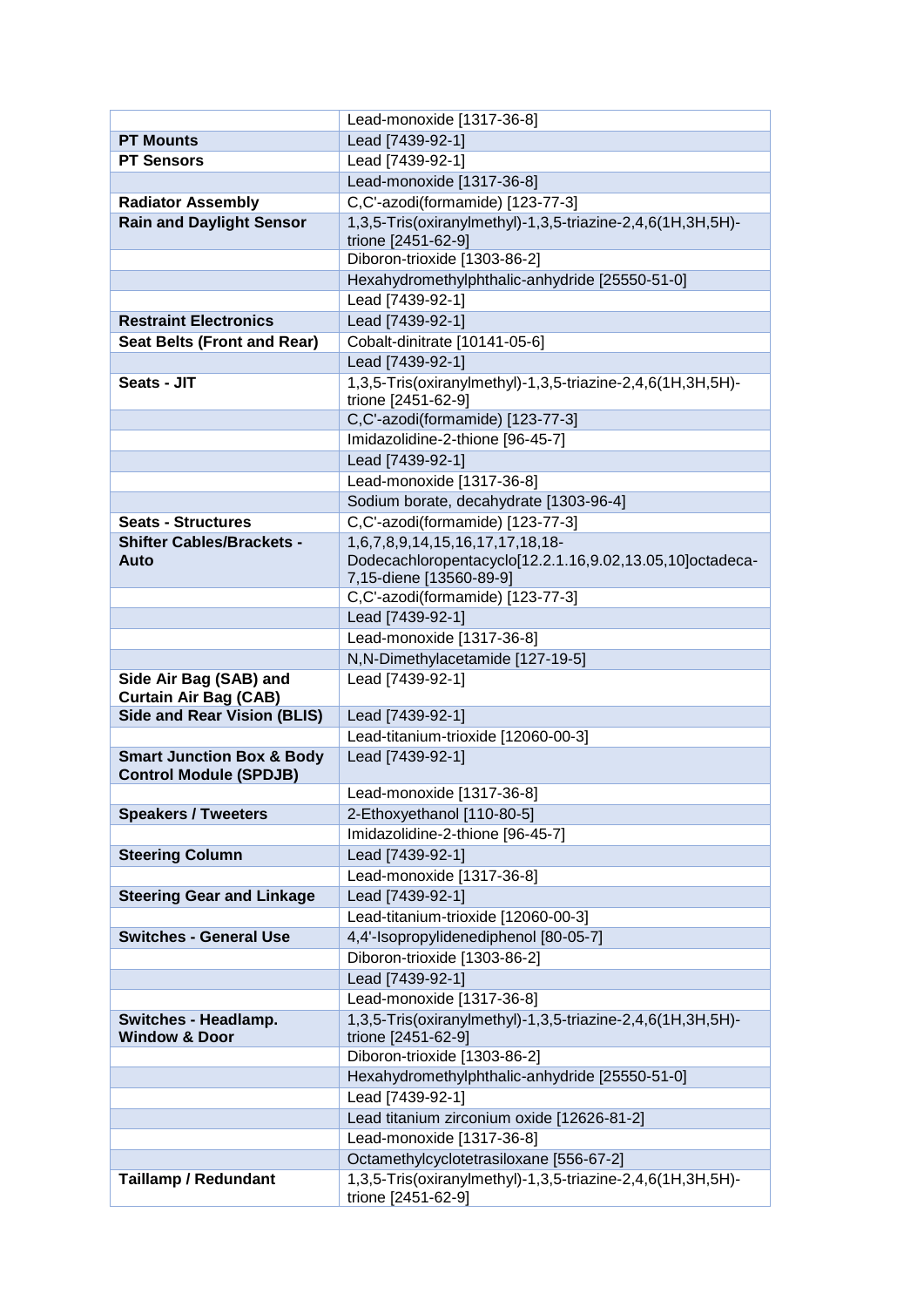| | |
|---|---|
| | Lead-monoxide [1317-36-8] |
| **PT Mounts** | Lead [7439-92-1] |
| **PT Sensors** | Lead [7439-92-1] |
| | Lead-monoxide [1317-36-8] |
| **Radiator Assembly** | C,C'-azodi(formamide) [123-77-3] |
| **Rain and Daylight Sensor** | 1,3,5-Tris(oxiranylmethyl)-1,3,5-triazine-2,4,6(1H,3H,5H)-trione [2451-62-9] |
| | Diboron-trioxide [1303-86-2] |
| | Hexahydromethylphthalic-anhydride [25550-51-0] |
| | Lead [7439-92-1] |
| **Restraint Electronics** | Lead [7439-92-1] |
| **Seat Belts (Front and Rear)** | Cobalt-dinitrate [10141-05-6] |
| | Lead [7439-92-1] |
| **Seats - JIT** | 1,3,5-Tris(oxiranylmethyl)-1,3,5-triazine-2,4,6(1H,3H,5H)-trione [2451-62-9] |
| | C,C'-azodi(formamide) [123-77-3] |
| | Imidazolidine-2-thione [96-45-7] |
| | Lead [7439-92-1] |
| | Lead-monoxide [1317-36-8] |
| | Sodium borate, decahydrate [1303-96-4] |
| **Seats - Structures** | C,C'-azodi(formamide) [123-77-3] |
| **Shifter Cables/Brackets - Auto** | 1,6,7,8,9,14,15,16,17,17,18,18-Dodecachloropentacyclo[12.2.1.16,9.02,13.05,10]octadeca-7,15-diene [13560-89-9] |
| | C,C'-azodi(formamide) [123-77-3] |
| | Lead [7439-92-1] |
| | Lead-monoxide [1317-36-8] |
| | N,N-Dimethylacetamide [127-19-5] |
| **Side Air Bag (SAB) and Curtain Air Bag (CAB)** | Lead [7439-92-1] |
| **Side and Rear Vision (BLIS)** | Lead [7439-92-1] |
| | Lead-titanium-trioxide [12060-00-3] |
| **Smart Junction Box & Body Control Module (SPDJB)** | Lead [7439-92-1] |
| | Lead-monoxide [1317-36-8] |
| **Speakers / Tweeters** | 2-Ethoxyethanol [110-80-5] |
| | Imidazolidine-2-thione [96-45-7] |
| **Steering Column** | Lead [7439-92-1] |
| | Lead-monoxide [1317-36-8] |
| **Steering Gear and Linkage** | Lead [7439-92-1] |
| | Lead-titanium-trioxide [12060-00-3] |
| **Switches - General Use** | 4,4'-Isopropylidenediphenol [80-05-7] |
| | Diboron-trioxide [1303-86-2] |
| | Lead [7439-92-1] |
| | Lead-monoxide [1317-36-8] |
| **Switches - Headlamp. Window & Door** | 1,3,5-Tris(oxiranylmethyl)-1,3,5-triazine-2,4,6(1H,3H,5H)-trione [2451-62-9] |
| | Diboron-trioxide [1303-86-2] |
| | Hexahydromethylphthalic-anhydride [25550-51-0] |
| | Lead [7439-92-1] |
| | Lead titanium zirconium oxide [12626-81-2] |
| | Lead-monoxide [1317-36-8] |
| | Octamethylcyclotetrasiloxane [556-67-2] |
| **Taillamp / Redundant** | 1,3,5-Tris(oxiranylmethyl)-1,3,5-triazine-2,4,6(1H,3H,5H)-trione [2451-62-9] |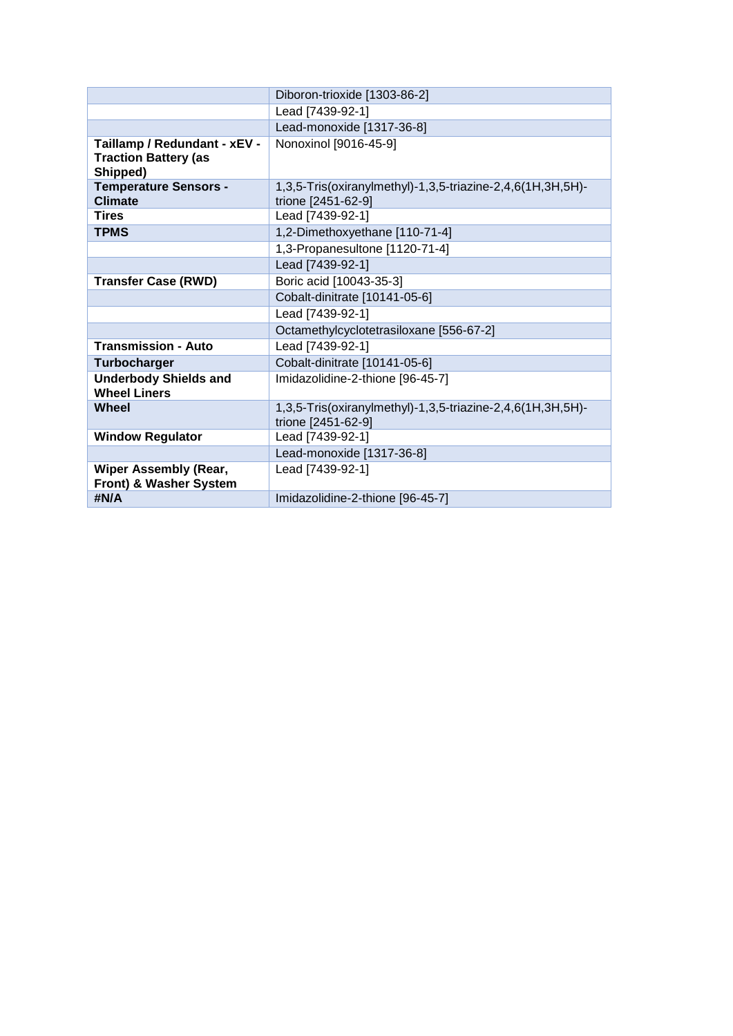| | |
|---|---|
| | Diboron-trioxide [1303-86-2] |
| | Lead [7439-92-1] |
| | Lead-monoxide [1317-36-8] |
| **Taillamp / Redundant - xEV - Traction Battery (as Shipped)** | Nonoxinol [9016-45-9] |
| **Temperature Sensors - Climate** | 1,3,5-Tris(oxiranylmethyl)-1,3,5-triazine-2,4,6(1H,3H,5H)-trione [2451-62-9] |
| **Tires** | Lead [7439-92-1] |
| **TPMS** | 1,2-Dimethoxyethane [110-71-4] |
| | 1,3-Propanesultone [1120-71-4] |
| | Lead [7439-92-1] |
| **Transfer Case (RWD)** | Boric acid [10043-35-3] |
| | Cobalt-dinitrate [10141-05-6] |
| | Lead [7439-92-1] |
| | Octamethylcyclotetrasiloxane [556-67-2] |
| **Transmission - Auto** | Lead [7439-92-1] |
| **Turbocharger** | Cobalt-dinitrate [10141-05-6] |
| **Underbody Shields and Wheel Liners** | Imidazolidine-2-thione [96-45-7] |
| **Wheel** | 1,3,5-Tris(oxiranylmethyl)-1,3,5-triazine-2,4,6(1H,3H,5H)-trione [2451-62-9] |
| **Window Regulator** | Lead [7439-92-1] |
| | Lead-monoxide [1317-36-8] |
| **Wiper Assembly (Rear, Front) & Washer System** | Lead [7439-92-1] |
| **#N/A** | Imidazolidine-2-thione [96-45-7] |